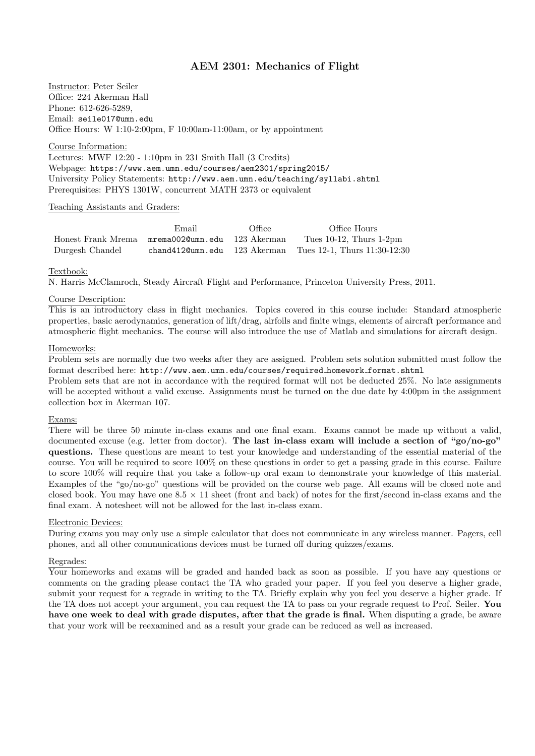# AEM 2301: Mechanics of Flight

Instructor: Peter Seiler
Office: 224 Akerman Hall
Phone: 612-626-5289,
Email: seile017@umn.edu
Office Hours: W 1:10-2:00pm, F 10:00am-11:00am, or by appointment

Course Information:
Lectures: MWF 12:20 - 1:10pm in 231 Smith Hall (3 Credits)
Webpage: https://www.aem.umn.edu/courses/aem2301/spring2015/
University Policy Statements: http://www.aem.umn.edu/teaching/syllabi.shtml
Prerequisites: PHYS 1301W, concurrent MATH 2373 or equivalent

Teaching Assistants and Graders:

| | Email | Office | Office Hours |
|---|---|---|---|
| Honest Frank Mrema | mrema002@umn.edu | 123 Akerman | Tues 10-12, Thurs 1-2pm |
| Durgesh Chandel | chand412@umn.edu | 123 Akerman | Tues 12-1, Thurs 11:30-12:30 |

Textbook:
N. Harris McClamroch, Steady Aircraft Flight and Performance, Princeton University Press, 2011.

Course Description:
This is an introductory class in flight mechanics. Topics covered in this course include: Standard atmospheric properties, basic aerodynamics, generation of lift/drag, airfoils and finite wings, elements of aircraft performance and atmospheric flight mechanics. The course will also introduce the use of Matlab and simulations for aircraft design.

Homeworks:
Problem sets are normally due two weeks after they are assigned. Problem sets solution submitted must follow the format described here: http://www.aem.umn.edu/courses/required_homework_format.shtml
Problem sets that are not in accordance with the required format will not be deducted 25%. No late assignments will be accepted without a valid excuse. Assignments must be turned on the due date by 4:00pm in the assignment collection box in Akerman 107.

Exams:
There will be three 50 minute in-class exams and one final exam. Exams cannot be made up without a valid, documented excuse (e.g. letter from doctor). **The last in-class exam will include a section of "go/no-go" questions.** These questions are meant to test your knowledge and understanding of the essential material of the course. You will be required to score 100% on these questions in order to get a passing grade in this course. Failure to score 100% will require that you take a follow-up oral exam to demonstrate your knowledge of this material. Examples of the "go/no-go" questions will be provided on the course web page. All exams will be closed note and closed book. You may have one $8.5 \times 11$ sheet (front and back) of notes for the first/second in-class exams and the final exam. A notesheet will not be allowed for the last in-class exam.

Electronic Devices:
During exams you may only use a simple calculator that does not communicate in any wireless manner. Pagers, cell phones, and all other communications devices must be turned off during quizzes/exams.

Regrades:
Your homeworks and exams will be graded and handed back as soon as possible. If you have any questions or comments on the grading please contact the TA who graded your paper. If you feel you deserve a higher grade, submit your request for a regrade in writing to the TA. Briefly explain why you feel you deserve a higher grade. If the TA does not accept your argument, you can request the TA to pass on your regrade request to Prof. Seiler. **You have one week to deal with grade disputes, after that the grade is final.** When disputing a grade, be aware that your work will be reexamined and as a result your grade can be reduced as well as increased.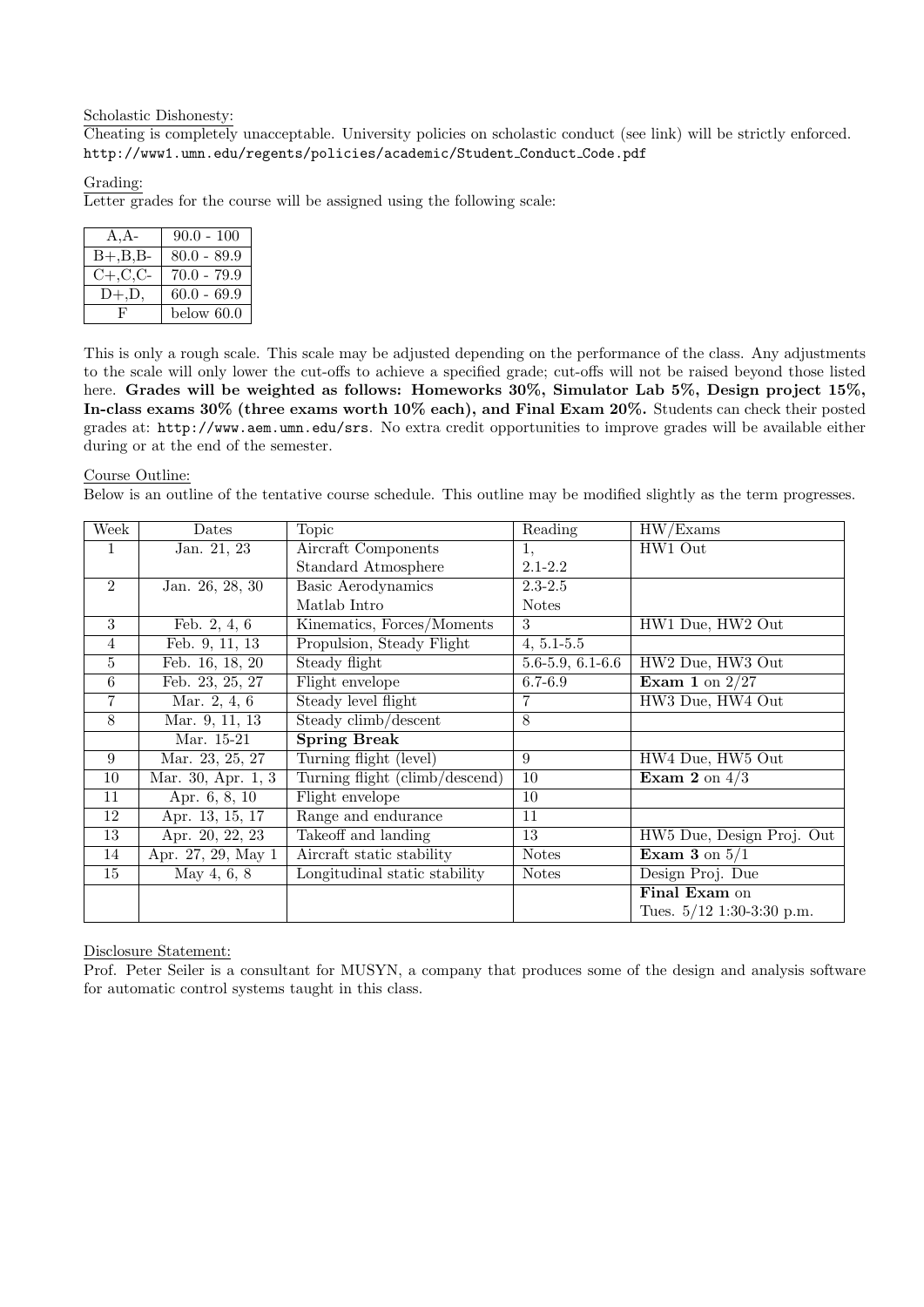Scholastic Dishonesty:

Cheating is completely unacceptable. University policies on scholastic conduct (see link) will be strictly enforced. http://www1.umn.edu/regents/policies/academic/Student_Conduct_Code.pdf

Grading:

Letter grades for the course will be assigned using the following scale:

| | |
|---|---|
| A,A- | 90.0 - 100 |
| B+,B,B- | 80.0 - 89.9 |
| C+,C,C- | 70.0 - 79.9 |
| D+,D, | 60.0 - 69.9 |
| F | below 60.0 |

This is only a rough scale. This scale may be adjusted depending on the performance of the class. Any adjustments to the scale will only lower the cut-offs to achieve a specified grade; cut-offs will not be raised beyond those listed here. **Grades will be weighted as follows: Homeworks 30%, Simulator Lab 5%, Design project 15%, In-class exams 30% (three exams worth 10% each), and Final Exam 20%.** Students can check their posted grades at: http://www.aem.umn.edu/srs. No extra credit opportunities to improve grades will be available either during or at the end of the semester.

Course Outline:

Below is an outline of the tentative course schedule. This outline may be modified slightly as the term progresses.

| Week | Dates | Topic | Reading | HW/Exams |
|---|---|---|---|---|
| 1 | Jan. 21, 23 | Aircraft Components | 1, | HW1 Out |
| | | Standard Atmosphere | 2.1-2.2 | |
| 2 | Jan. 26, 28, 30 | Basic Aerodynamics | 2.3-2.5 | |
| | | Matlab Intro | Notes | |
| 3 | Feb. 2, 4, 6 | Kinematics, Forces/Moments | 3 | HW1 Due, HW2 Out |
| 4 | Feb. 9, 11, 13 | Propulsion, Steady Flight | 4, 5.1-5.5 | |
| 5 | Feb. 16, 18, 20 | Steady flight | 5.6-5.9, 6.1-6.6 | HW2 Due, HW3 Out |
| 6 | Feb. 23, 25, 27 | Flight envelope | 6.7-6.9 | **Exam 1** on 2/27 |
| 7 | Mar. 2, 4, 6 | Steady level flight | 7 | HW3 Due, HW4 Out |
| 8 | Mar. 9, 11, 13 | Steady climb/descent | 8 | |
| | Mar. 15-21 | **Spring Break** | | |
| 9 | Mar. 23, 25, 27 | Turning flight (level) | 9 | HW4 Due, HW5 Out |
| 10 | Mar. 30, Apr. 1, 3 | Turning flight (climb/descend) | 10 | **Exam 2** on 4/3 |
| 11 | Apr. 6, 8, 10 | Flight envelope | 10 | |
| 12 | Apr. 13, 15, 17 | Range and endurance | 11 | |
| 13 | Apr. 20, 22, 23 | Takeoff and landing | 13 | HW5 Due, Design Proj. Out |
| 14 | Apr. 27, 29, May 1 | Aircraft static stability | Notes | **Exam 3** on 5/1 |
| 15 | May 4, 6, 8 | Longitudinal static stability | Notes | Design Proj. Due |
| | | | | **Final Exam** on Tues. 5/12 1:30-3:30 p.m. |

Disclosure Statement:

Prof. Peter Seiler is a consultant for MUSYN, a company that produces some of the design and analysis software for automatic control systems taught in this class.